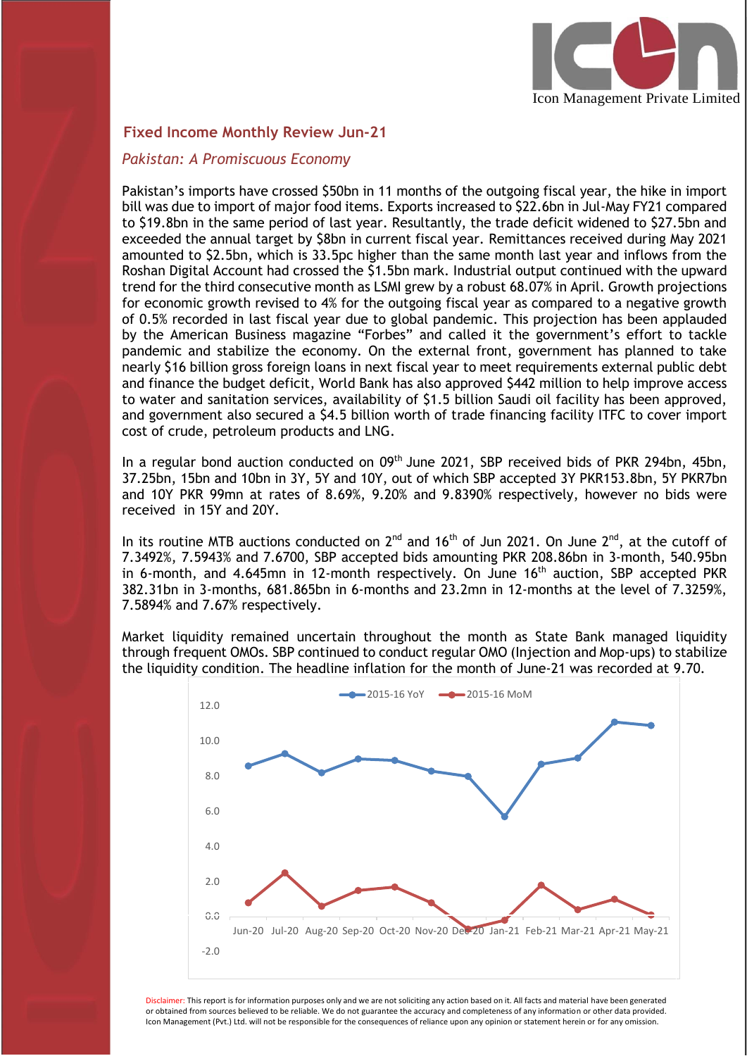Icon Management Private Limited

## Fixed Income Monthly Review Jun-21

### *Pakistan: A Promiscuous Economy*

Pakistan's imports have crossed $50bn in 11 months of the outgoing fiscal year, the hike in import bill was due to import of major food items. Exports increased to $22.6bn in Jul-May FY21 compared to $19.8bn in the same period of last year. Resultantly, the trade deficit widened to $27.5bn and exceeded the annual target by $8bn in current fiscal year. Remittances received during May 2021 amounted to $2.5bn, which is 33.5pc higher than the same month last year and inflows from the Roshan Digital Account had crossed the $1.5bn mark. Industrial output continued with the upward trend for the third consecutive month as LSMI grew by a robust 68.07% in April. Growth projections for economic growth revised to 4% for the outgoing fiscal year as compared to a negative growth of 0.5% recorded in last fiscal year due to global pandemic. This projection has been applauded by the American Business magazine "Forbes" and called it the government's effort to tackle pandemic and stabilize the economy. On the external front, government has planned to take nearly $16 billion gross foreign loans in next fiscal year to meet requirements external public debt and finance the budget deficit, World Bank has also approved $442 million to help improve access to water and sanitation services, availability of $1.5 billion Saudi oil facility has been approved, and government also secured a $4.5 billion worth of trade financing facility ITFC to cover import cost of crude, petroleum products and LNG.

In a regular bond auction conducted on 09th June 2021, SBP received bids of PKR 294bn, 45bn, 37.25bn, 15bn and 10bn in 3Y, 5Y and 10Y, out of which SBP accepted 3Y PKR153.8bn, 5Y PKR7bn and 10Y PKR 99mn at rates of 8.69%, 9.20% and 9.8390% respectively, however no bids were received in 15Y and 20Y.

In its routine MTB auctions conducted on 2nd and 16th of Jun 2021. On June 2nd, at the cutoff of 7.3492%, 7.5943% and 7.6700, SBP accepted bids amounting PKR 208.86bn in 3-month, 540.95bn in 6-month, and 4.645mn in 12-month respectively. On June 16th auction, SBP accepted PKR 382.31bn in 3-months, 681.865bn in 6-months and 23.2mn in 12-months at the level of 7.3259%, 7.5894% and 7.67% respectively.

Market liquidity remained uncertain throughout the month as State Bank managed liquidity through frequent OMOs. SBP continued to conduct regular OMO (Injection and Mop-ups) to stabilize the liquidity condition. The headline inflation for the month of June-21 was recorded at 9.70.

Disclaimer: This report is for information purposes only and we are not soliciting any action based on it. All facts and material have been generated or obtained from sources believed to be reliable. We do not guarantee the accuracy and completeness of any information or other data provided. Icon Management (Pvt.) Ltd. will not be responsible for the consequences of reliance upon any opinion or statement herein or for any omission.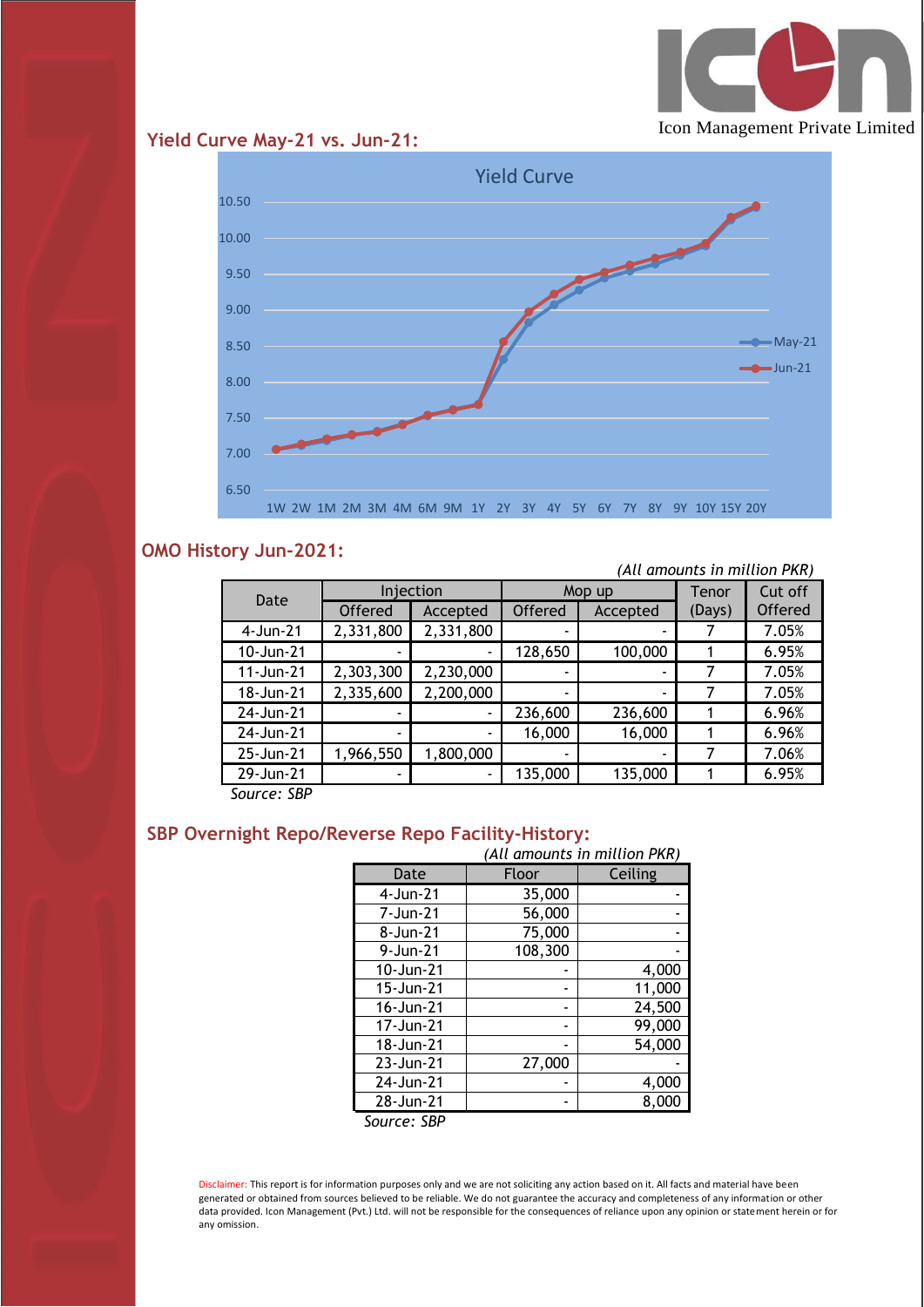Icon Management Private Limited

## Yield Curve May-21 vs. Jun-21:

Yield Curve

10.50
10.00
9.50
9.00
8.50
8.00
7.50
7.00
6.50

1W 2W 1M 2M 3M 4M 6M 9M 1Y 2Y 3Y 4Y 5Y 6Y 7Y 8Y 9Y 10Y 15Y 20Y

May-21
Jun-21

## OMO History Jun-2021:

*(All amounts in million PKR)*

| Date | Injection | | Mop up | | Tenor | Cut off |
|---|---|---|---|---|---|---|
| | Offered | Accepted | Offered | Accepted | (Days) | Offered |
| 4-Jun-21 | 2,331,800 | 2,331,800 | - | - | 7 | 7.05% |
| 10-Jun-21 | - | - | 128,650 | 100,000 | 1 | 6.95% |
| 11-Jun-21 | 2,303,300 | 2,230,000 | - | - | 7 | 7.05% |
| 18-Jun-21 | 2,335,600 | 2,200,000 | - | - | 7 | 7.05% |
| 24-Jun-21 | - | - | 236,600 | 236,600 | 1 | 6.96% |
| 24-Jun-21 | - | - | 16,000 | 16,000 | 1 | 6.96% |
| 25-Jun-21 | 1,966,550 | 1,800,000 | - | - | 7 | 7.06% |
| 29-Jun-21 | - | - | 135,000 | 135,000 | 1 | 6.95% |

*Source: SBP*

## SBP Overnight Repo/Reverse Repo Facility-History:

*(All amounts in million PKR)*

| Date | Floor | Ceiling |
|---|---|---|
| 4-Jun-21 | 35,000 | - |
| 7-Jun-21 | 56,000 | - |
| 8-Jun-21 | 75,000 | - |
| 9-Jun-21 | 108,300 | - |
| 10-Jun-21 | - | 4,000 |
| 15-Jun-21 | - | 11,000 |
| 16-Jun-21 | - | 24,500 |
| 17-Jun-21 | - | 99,000 |
| 18-Jun-21 | - | 54,000 |
| 23-Jun-21 | 27,000 | - |
| 24-Jun-21 | - | 4,000 |
| 28-Jun-21 | - | 8,000 |

*Source: SBP*

Disclaimer: This report is for information purposes only and we are not soliciting any action based on it. All facts and material have been generated or obtained from sources believed to be reliable. We do not guarantee the accuracy and completeness of any information or other data provided. Icon Management (Pvt.) Ltd. will not be responsible for the consequences of reliance upon any opinion or statement herein or for any omission.